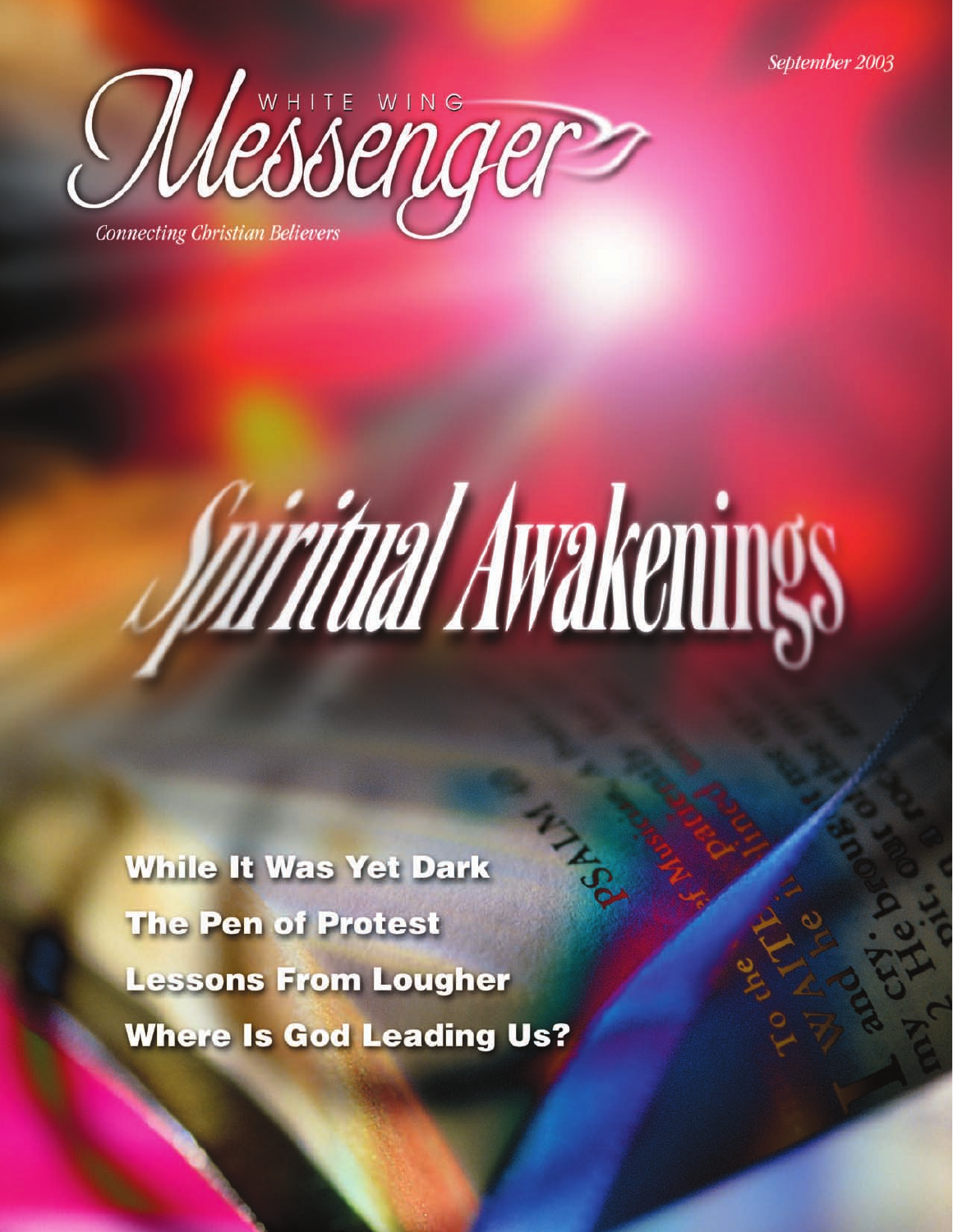September 2003

# WHITE WING Messenger

*Connecting Christian Believers*

# Spiritual Awakenings

**While It Was Yet Dark**

**The Pen of Protest**

**Lessons From Lougher**

**Where Is God Leading Us?**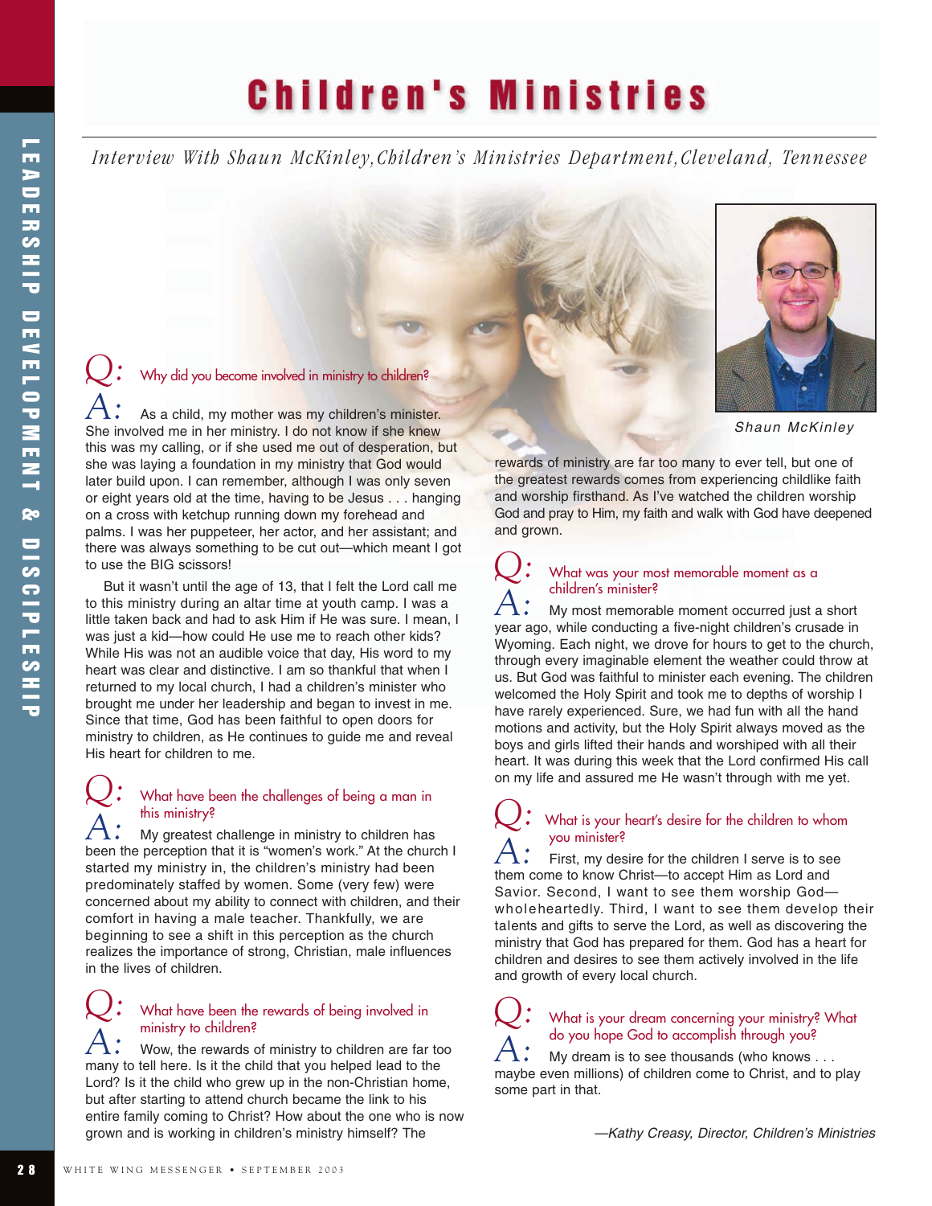# Children's Ministries

*Interview With Shaun McKinley, Children's Ministries Department, Cleveland, Tennessee*

Shaun McKinley

**Q: Why did you become involved in ministry to children?**

**A:** As a child, my mother was my children's minister. She involved me in her ministry. I do not know if she knew this was my calling, or if she used me out of desperation, but she was laying a foundation in my ministry that God would later build upon. I can remember, although I was only seven or eight years old at the time, having to be Jesus . . . hanging on a cross with ketchup running down my forehead and palms. I was her puppeteer, her actor, and her assistant; and there was always something to be cut out—which meant I got to use the BIG scissors!

But it wasn't until the age of 13, that I felt the Lord call me to this ministry during an altar time at youth camp. I was a little taken back and had to ask Him if He was sure. I mean, I was just a kid—how could He use me to reach other kids? While His was not an audible voice that day, His word to my heart was clear and distinctive. I am so thankful that when I returned to my local church, I had a children's minister who brought me under her leadership and began to invest in me. Since that time, God has been faithful to open doors for ministry to children, as He continues to guide me and reveal His heart for children to me.

**Q: What have been the challenges of being a man in this ministry?**

**A:** My greatest challenge in ministry to children has been the perception that it is "women's work." At the church I started my ministry in, the children's ministry had been predominately staffed by women. Some (very few) were concerned about my ability to connect with children, and their comfort in having a male teacher. Thankfully, we are beginning to see a shift in this perception as the church realizes the importance of strong, Christian, male influences in the lives of children.

**Q: What have been the rewards of being involved in ministry to children?**

**A:** Wow, the rewards of ministry to children are far too many to tell here. Is it the child that you helped lead to the Lord? Is it the child who grew up in the non-Christian home, but after starting to attend church became the link to his entire family coming to Christ? How about the one who is now grown and is working in children's ministry himself? The rewards of ministry are far too many to ever tell, but one of the greatest rewards comes from experiencing childlike faith and worship firsthand. As I've watched the children worship God and pray to Him, my faith and walk with God have deepened and grown.

**Q: What was your most memorable moment as a children's minister?**

**A:** My most memorable moment occurred just a short year ago, while conducting a five-night children's crusade in Wyoming. Each night, we drove for hours to get to the church, through every imaginable element the weather could throw at us. But God was faithful to minister each evening. The children welcomed the Holy Spirit and took me to depths of worship I have rarely experienced. Sure, we had fun with all the hand motions and activity, but the Holy Spirit always moved as the boys and girls lifted their hands and worshiped with all their heart. It was during this week that the Lord confirmed His call on my life and assured me He wasn't through with me yet.

**Q: What is your heart's desire for the children to whom you minister?**

**A:** First, my desire for the children I serve is to see them come to know Christ—to accept Him as Lord and Savior. Second, I want to see them worship God—wholeheartedly. Third, I want to see them develop their talents and gifts to serve the Lord, as well as discovering the ministry that God has prepared for them. God has a heart for children and desires to see them actively involved in the life and growth of every local church.

**Q: What is your dream concerning your ministry? What do you hope God to accomplish through you?**

**A:** My dream is to see thousands (who knows . . . maybe even millions) of children come to Christ, and to play some part in that.

*—Kathy Creasy, Director, Children's Ministries*